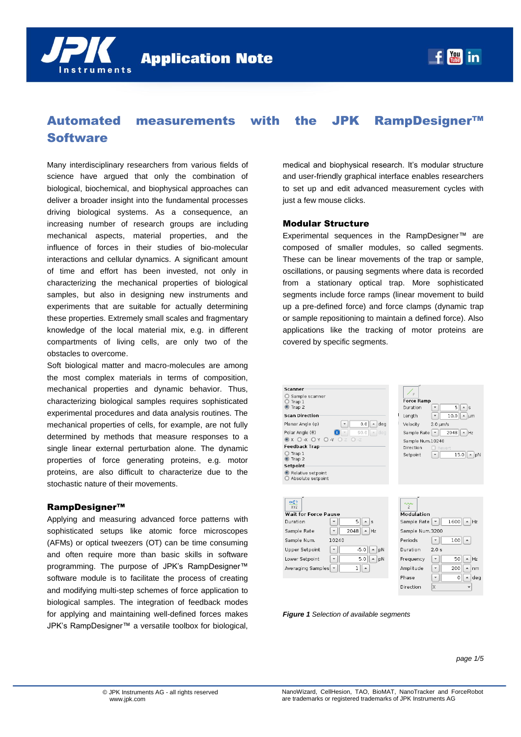# Automated measurements with the JPK RampDesigner™ Software

Many interdisciplinary researchers from various fields of science have argued that only the combination of biological, biochemical, and biophysical approaches can deliver a broader insight into the fundamental processes driving biological systems. As a consequence, an increasing number of research groups are including mechanical aspects, material properties, and the influence of forces in their studies of bio-molecular interactions and cellular dynamics. A significant amount of time and effort has been invested, not only in characterizing the mechanical properties of biological samples, but also in designing new instruments and experiments that are suitable for actually determining these properties. Extremely small scales and fragmentary knowledge of the local material mix, e.g. in different compartments of living cells, are only two of the obstacles to overcome.

Soft biological matter and macro-molecules are among the most complex materials in terms of composition, mechanical properties and dynamic behavior. Thus, characterizing biological samples requires sophisticated experimental procedures and data analysis routines. The mechanical properties of cells, for example, are not fully determined by methods that measure responses to a single linear external perturbation alone. The dynamic properties of force generating proteins, e.g. motor proteins, are also difficult to characterize due to the stochastic nature of their movements.

## RampDesigner™

Applying and measuring advanced force patterns with sophisticated setups like atomic force microscopes (AFMs) or optical tweezers (OT) can be time consuming and often require more than basic skills in software programming. The purpose of JPK's RampDesigner™ software module is to facilitate the process of creating and modifying multi-step schemes of force application to biological samples. The integration of feedback modes for applying and maintaining well-defined forces makes JPK's RampDesigner™ a versatile toolbox for biological, medical and biophysical research. It's modular structure and user-friendly graphical interface enables researchers to set up and edit advanced measurement cycles with just a few mouse clicks.

## Modular Structure

Experimental sequences in the RampDesigner™ are composed of smaller modules, so called segments. These can be linear movements of the trap or sample, oscillations, or pausing segments where data is recorded from a stationary optical trap. More sophisticated segments include force ramps (linear movement to build up a pre-defined force) and force clamps (dynamic trap or sample repositioning to maintain a defined force). Also applications like the tracking of motor proteins are covered by specific segments.

***Figure 1*** *Selection of available segments*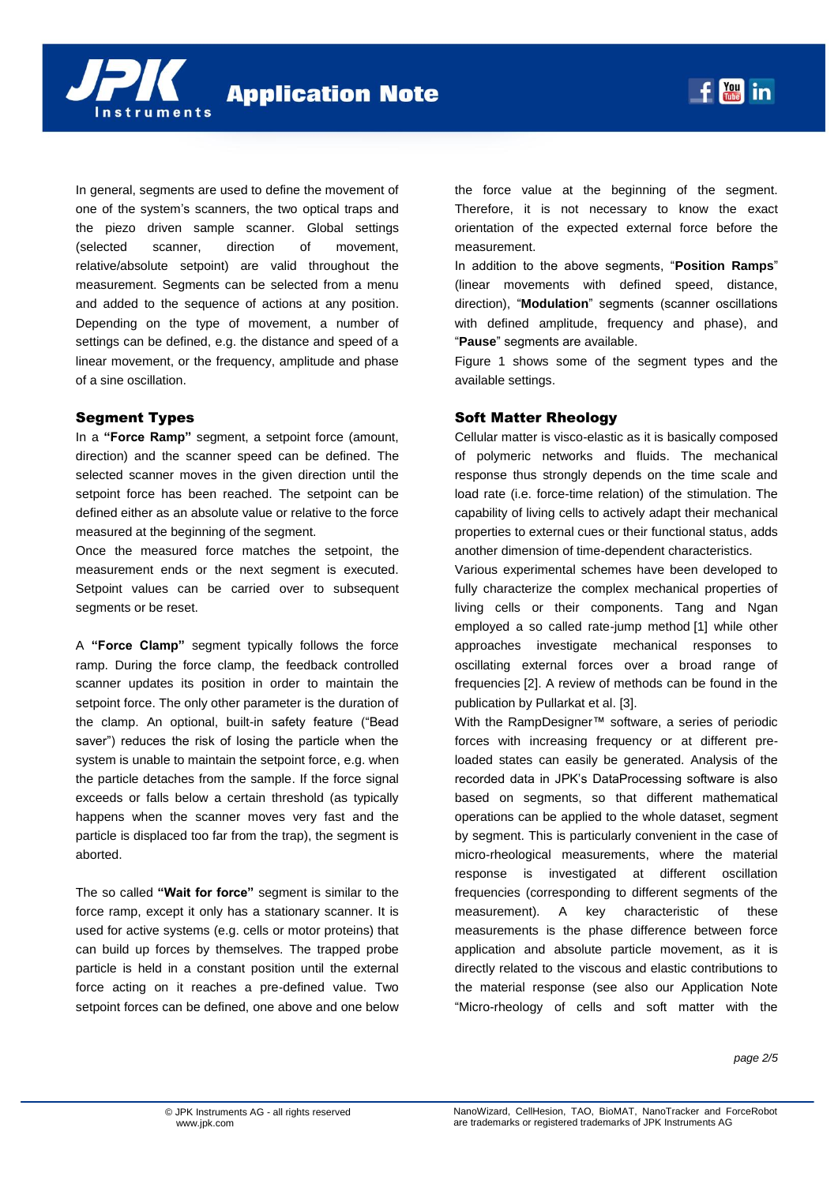In general, segments are used to define the movement of one of the system's scanners, the two optical traps and the piezo driven sample scanner. Global settings (selected scanner, direction of movement, relative/absolute setpoint) are valid throughout the measurement. Segments can be selected from a menu and added to the sequence of actions at any position. Depending on the type of movement, a number of settings can be defined, e.g. the distance and speed of a linear movement, or the frequency, amplitude and phase of a sine oscillation.

## Segment Types

In a **"Force Ramp"** segment, a setpoint force (amount, direction) and the scanner speed can be defined. The selected scanner moves in the given direction until the setpoint force has been reached. The setpoint can be defined either as an absolute value or relative to the force measured at the beginning of the segment.

Once the measured force matches the setpoint, the measurement ends or the next segment is executed. Setpoint values can be carried over to subsequent segments or be reset.

A **"Force Clamp"** segment typically follows the force ramp. During the force clamp, the feedback controlled scanner updates its position in order to maintain the setpoint force. The only other parameter is the duration of the clamp. An optional, built-in safety feature ("Bead saver") reduces the risk of losing the particle when the system is unable to maintain the setpoint force, e.g. when the particle detaches from the sample. If the force signal exceeds or falls below a certain threshold (as typically happens when the scanner moves very fast and the particle is displaced too far from the trap), the segment is aborted.

The so called **"Wait for force"** segment is similar to the force ramp, except it only has a stationary scanner. It is used for active systems (e.g. cells or motor proteins) that can build up forces by themselves. The trapped probe particle is held in a constant position until the external force acting on it reaches a pre-defined value. Two setpoint forces can be defined, one above and one below the force value at the beginning of the segment. Therefore, it is not necessary to know the exact orientation of the expected external force before the measurement.

In addition to the above segments, "**Position Ramps**" (linear movements with defined speed, distance, direction), "**Modulation**" segments (scanner oscillations with defined amplitude, frequency and phase), and "**Pause**" segments are available.

Figure 1 shows some of the segment types and the available settings.

## Soft Matter Rheology

Cellular matter is visco-elastic as it is basically composed of polymeric networks and fluids. The mechanical response thus strongly depends on the time scale and load rate (i.e. force-time relation) of the stimulation. The capability of living cells to actively adapt their mechanical properties to external cues or their functional status, adds another dimension of time-dependent characteristics.

Various experimental schemes have been developed to fully characterize the complex mechanical properties of living cells or their components. Tang and Ngan employed a so called rate-jump method [1] while other approaches investigate mechanical responses to oscillating external forces over a broad range of frequencies [2]. A review of methods can be found in the publication by Pullarkat et al. [3].

With the RampDesigner™ software, a series of periodic forces with increasing frequency or at different pre-loaded states can easily be generated. Analysis of the recorded data in JPK's DataProcessing software is also based on segments, so that different mathematical operations can be applied to the whole dataset, segment by segment. This is particularly convenient in the case of micro-rheological measurements, where the material response is investigated at different oscillation frequencies (corresponding to different segments of the measurement). A key characteristic of these measurements is the phase difference between force application and absolute particle movement, as it is directly related to the viscous and elastic contributions to the material response (see also our Application Note "Micro-rheology of cells and soft matter with the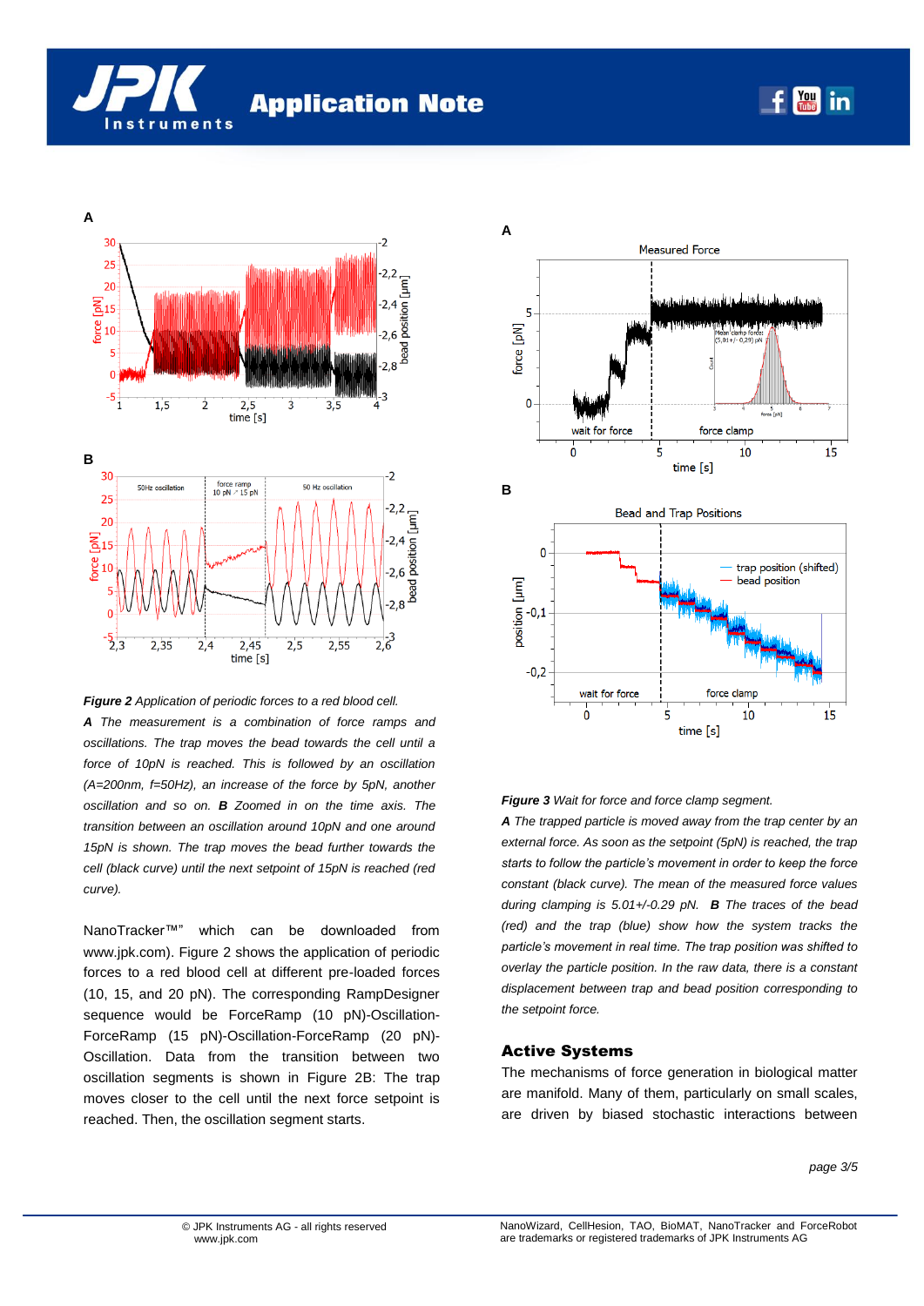***Figure 2*** *Application of periodic forces to a red blood cell.*
***A*** *The measurement is a combination of force ramps and oscillations. The trap moves the bead towards the cell until a force of 10pN is reached. This is followed by an oscillation (A=200nm, f=50Hz), an increase of the force by 5pN, another oscillation and so on.* ***B*** *Zoomed in on the time axis. The transition between an oscillation around 10pN and one around 15pN is shown. The trap moves the bead further towards the cell (black curve) until the next setpoint of 15pN is reached (red curve).*

NanoTracker™" which can be downloaded from www.jpk.com). Figure 2 shows the application of periodic forces to a red blood cell at different pre-loaded forces (10, 15, and 20 pN). The corresponding RampDesigner sequence would be ForceRamp (10 pN)-Oscillation-ForceRamp (15 pN)-Oscillation-ForceRamp (20 pN)-Oscillation. Data from the transition between two oscillation segments is shown in Figure 2B: The trap moves closer to the cell until the next force setpoint is reached. Then, the oscillation segment starts.

***Figure 3*** *Wait for force and force clamp segment.*
***A*** *The trapped particle is moved away from the trap center by an external force. As soon as the setpoint (5pN) is reached, the trap starts to follow the particle's movement in order to keep the force constant (black curve). The mean of the measured force values during clamping is 5.01+/-0.29 pN.* ***B*** *The traces of the bead (red) and the trap (blue) show how the system tracks the particle's movement in real time. The trap position was shifted to overlay the particle position. In the raw data, there is a constant displacement between trap and bead position corresponding to the setpoint force.*

## Active Systems

The mechanisms of force generation in biological matter are manifold. Many of them, particularly on small scales, are driven by biased stochastic interactions between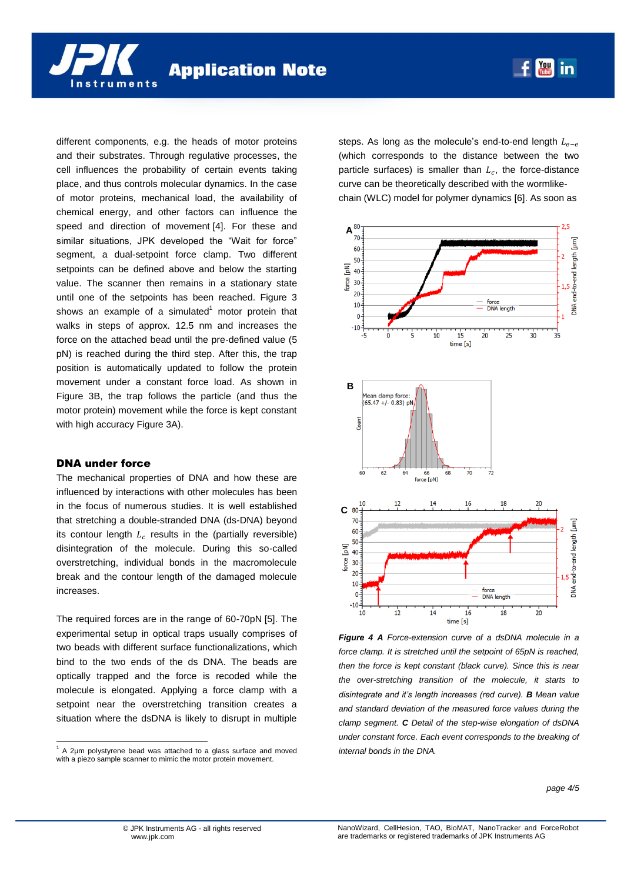different components, e.g. the heads of motor proteins and their substrates. Through regulative processes, the cell influences the probability of certain events taking place, and thus controls molecular dynamics. In the case of motor proteins, mechanical load, the availability of chemical energy, and other factors can influence the speed and direction of movement [4]. For these and similar situations, JPK developed the "Wait for force" segment, a dual-setpoint force clamp. Two different setpoints can be defined above and below the starting value. The scanner then remains in a stationary state until one of the setpoints has been reached. Figure 3 shows an example of a simulated[1] motor protein that walks in steps of approx. 12.5 nm and increases the force on the attached bead until the pre-defined value (5 pN) is reached during the third step. After this, the trap position is automatically updated to follow the protein movement under a constant force load. As shown in Figure 3B, the trap follows the particle (and thus the motor protein) movement while the force is kept constant with high accuracy Figure 3A).

## DNA under force

The mechanical properties of DNA and how these are influenced by interactions with other molecules has been in the focus of numerous studies. It is well established that stretching a double-stranded DNA (ds-DNA) beyond its contour length $L_c$ results in the (partially reversible) disintegration of the molecule. During this so-called overstretching, individual bonds in the macromolecule break and the contour length of the damaged molecule increases.

The required forces are in the range of 60-70pN [5]. The experimental setup in optical traps usually comprises of two beads with different surface functionalizations, which bind to the two ends of the ds DNA. The beads are optically trapped and the force is recoded while the molecule is elongated. Applying a force clamp with a setpoint near the overstretching transition creates a situation where the dsDNA is likely to disrupt in multiple steps. As long as the molecule's end-to-end length $L_{e-e}$ (which corresponds to the distance between the two particle surfaces) is smaller than $L_c$, the force-distance curve can be theoretically described with the wormlike-chain (WLC) model for polymer dynamics [6]. As soon as

*Figure 4* ***A*** *Force-extension curve of a dsDNA molecule in a force clamp. It is stretched until the setpoint of 65pN is reached, then the force is kept constant (black curve). Since this is near the over-stretching transition of the molecule, it starts to disintegrate and it's length increases (red curve).* ***B*** *Mean value and standard deviation of the measured force values during the clamp segment.* ***C*** *Detail of the step-wise elongation of dsDNA under constant force. Each event corresponds to the breaking of internal bonds in the DNA.*

[1] A 2µm polystyrene bead was attached to a glass surface and moved with a piezo sample scanner to mimic the motor protein movement.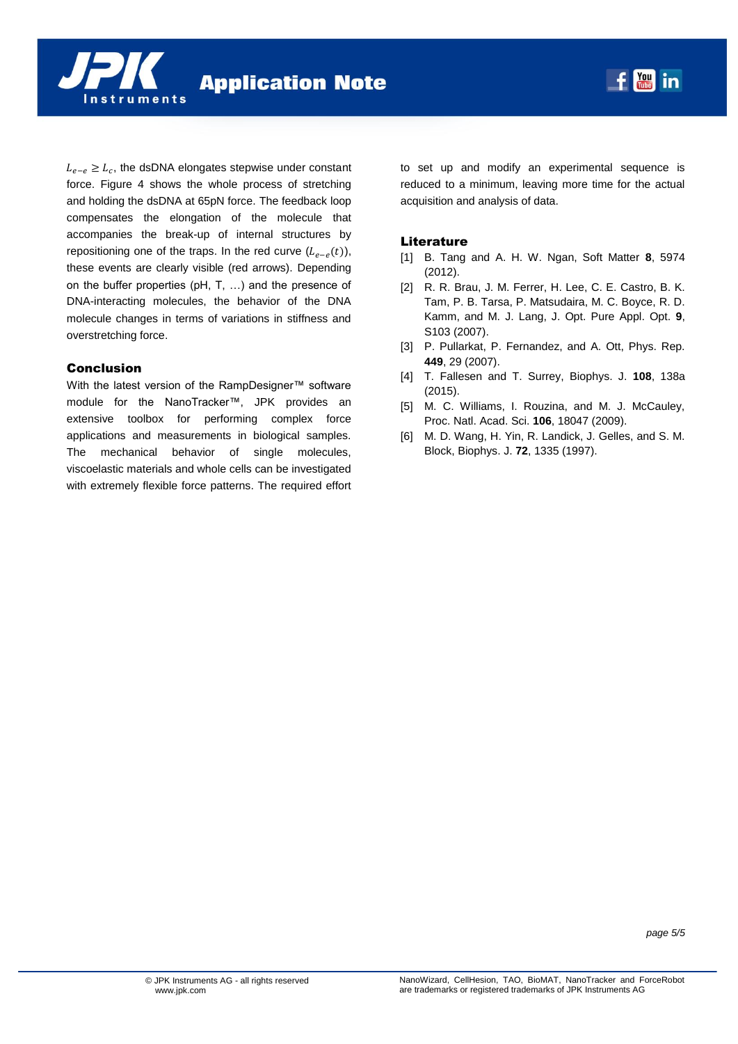$L_{e-e} \geq L_c$, the dsDNA elongates stepwise under constant force. Figure 4 shows the whole process of stretching and holding the dsDNA at 65pN force. The feedback loop compensates the elongation of the molecule that accompanies the break-up of internal structures by repositioning one of the traps. In the red curve ($L_{e-e}(t)$), these events are clearly visible (red arrows). Depending on the buffer properties (pH, T, …) and the presence of DNA-interacting molecules, the behavior of the DNA molecule changes in terms of variations in stiffness and overstretching force.

## Conclusion

With the latest version of the RampDesigner™ software module for the NanoTracker™, JPK provides an extensive toolbox for performing complex force applications and measurements in biological samples. The mechanical behavior of single molecules, viscoelastic materials and whole cells can be investigated with extremely flexible force patterns. The required effort to set up and modify an experimental sequence is reduced to a minimum, leaving more time for the actual acquisition and analysis of data.

## Literature

[1] B. Tang and A. H. W. Ngan, Soft Matter **8**, 5974 (2012).

[2] R. R. Brau, J. M. Ferrer, H. Lee, C. E. Castro, B. K. Tam, P. B. Tarsa, P. Matsudaira, M. C. Boyce, R. D. Kamm, and M. J. Lang, J. Opt. Pure Appl. Opt. **9**, S103 (2007).

[3] P. Pullarkat, P. Fernandez, and A. Ott, Phys. Rep. **449**, 29 (2007).

[4] T. Fallesen and T. Surrey, Biophys. J. **108**, 138a (2015).

[5] M. C. Williams, I. Rouzina, and M. J. McCauley, Proc. Natl. Acad. Sci. **106**, 18047 (2009).

[6] M. D. Wang, H. Yin, R. Landick, J. Gelles, and S. M. Block, Biophys. J. **72**, 1335 (1997).